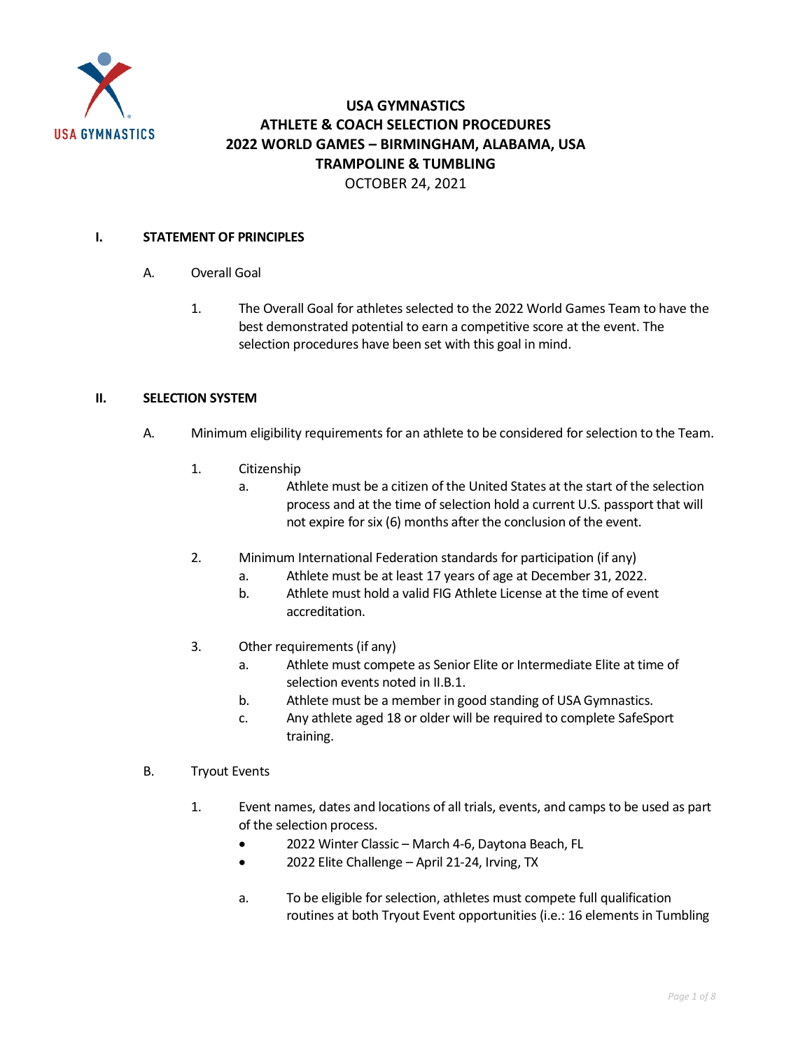# USA GYMNASTICS
# ATHLETE & COACH SELECTION PROCEDURES
# 2022 WORLD GAMES – BIRMINGHAM, ALABAMA, USA
# TRAMPOLINE & TUMBLING

OCTOBER 24, 2021

## I. STATEMENT OF PRINCIPLES

A. Overall Goal

1. The Overall Goal for athletes selected to the 2022 World Games Team to have the best demonstrated potential to earn a competitive score at the event. The selection procedures have been set with this goal in mind.

## II. SELECTION SYSTEM

A. Minimum eligibility requirements for an athlete to be considered for selection to the Team.

1. Citizenship
   a. Athlete must be a citizen of the United States at the start of the selection process and at the time of selection hold a current U.S. passport that will not expire for six (6) months after the conclusion of the event.

2. Minimum International Federation standards for participation (if any)
   a. Athlete must be at least 17 years of age at December 31, 2022.
   b. Athlete must hold a valid FIG Athlete License at the time of event accreditation.

3. Other requirements (if any)
   a. Athlete must compete as Senior Elite or Intermediate Elite at time of selection events noted in II.B.1.
   b. Athlete must be a member in good standing of USA Gymnastics.
   c. Any athlete aged 18 or older will be required to complete SafeSport training.

B. Tryout Events

1. Event names, dates and locations of all trials, events, and camps to be used as part of the selection process.
   - 2022 Winter Classic – March 4-6, Daytona Beach, FL
   - 2022 Elite Challenge – April 21-24, Irving, TX

   a. To be eligible for selection, athletes must compete full qualification routines at both Tryout Event opportunities (i.e.: 16 elements in Tumbling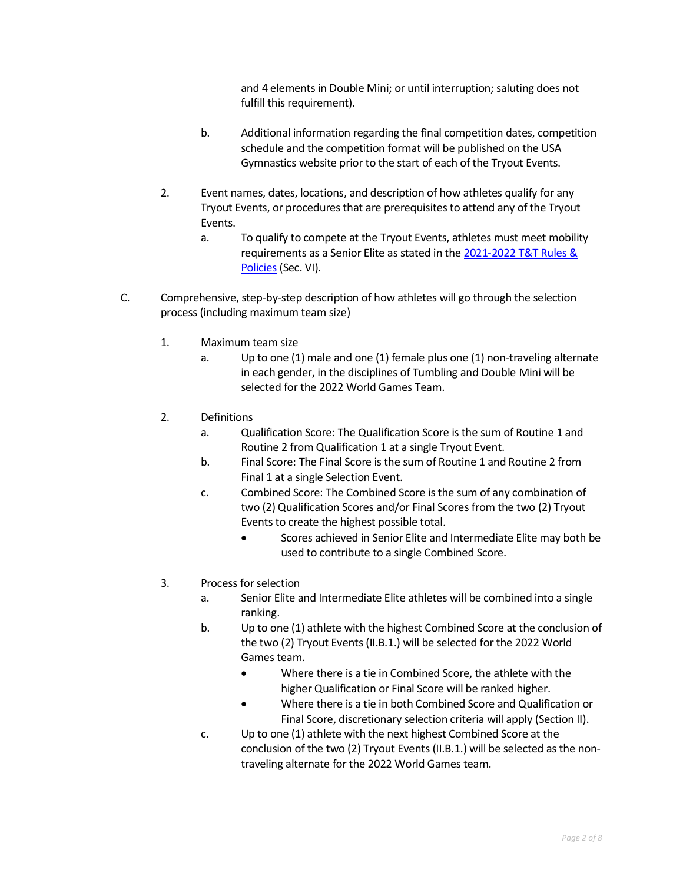and 4 elements in Double Mini; or until interruption; saluting does not fulfill this requirement).

b. Additional information regarding the final competition dates, competition schedule and the competition format will be published on the USA Gymnastics website prior to the start of each of the Tryout Events.

2. Event names, dates, locations, and description of how athletes qualify for any Tryout Events, or procedures that are prerequisites to attend any of the Tryout Events.
   a. To qualify to compete at the Tryout Events, athletes must meet mobility requirements as a Senior Elite as stated in the [2021-2022 T&T Rules & Policies]() (Sec. VI).

C. Comprehensive, step-by-step description of how athletes will go through the selection process (including maximum team size)

1. Maximum team size
   a. Up to one (1) male and one (1) female plus one (1) non-traveling alternate in each gender, in the disciplines of Tumbling and Double Mini will be selected for the 2022 World Games Team.

2. Definitions
   a. Qualification Score: The Qualification Score is the sum of Routine 1 and Routine 2 from Qualification 1 at a single Tryout Event.
   b. Final Score: The Final Score is the sum of Routine 1 and Routine 2 from Final 1 at a single Selection Event.
   c. Combined Score: The Combined Score is the sum of any combination of two (2) Qualification Scores and/or Final Scores from the two (2) Tryout Events to create the highest possible total.
      - Scores achieved in Senior Elite and Intermediate Elite may both be used to contribute to a single Combined Score.

3. Process for selection
   a. Senior Elite and Intermediate Elite athletes will be combined into a single ranking.
   b. Up to one (1) athlete with the highest Combined Score at the conclusion of the two (2) Tryout Events (II.B.1.) will be selected for the 2022 World Games team.
      - Where there is a tie in Combined Score, the athlete with the higher Qualification or Final Score will be ranked higher.
      - Where there is a tie in both Combined Score and Qualification or Final Score, discretionary selection criteria will apply (Section II).
   c. Up to one (1) athlete with the next highest Combined Score at the conclusion of the two (2) Tryout Events (II.B.1.) will be selected as the non-traveling alternate for the 2022 World Games team.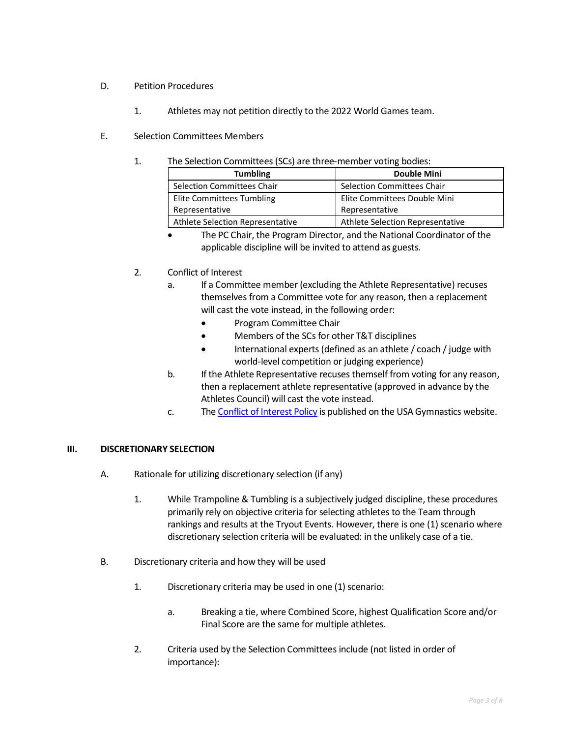D. Petition Procedures

1. Athletes may not petition directly to the 2022 World Games team.

E. Selection Committees Members

1. The Selection Committees (SCs) are three-member voting bodies:

| Tumbling | Double Mini |
|---|---|
| Selection Committees Chair | Selection Committees Chair |
| Elite Committees Tumbling Representative | Elite Committees Double Mini Representative |
| Athlete Selection Representative | Athlete Selection Representative |

- The PC Chair, the Program Director, and the National Coordinator of the applicable discipline will be invited to attend as guests.

2. Conflict of Interest
   a. If a Committee member (excluding the Athlete Representative) recuses themselves from a Committee vote for any reason, then a replacement will cast the vote instead, in the following order:
      - Program Committee Chair
      - Members of the SCs for other T&T disciplines
      - International experts (defined as an athlete / coach / judge with world-level competition or judging experience)
   b. If the Athlete Representative recuses themself from voting for any reason, then a replacement athlete representative (approved in advance by the Athletes Council) will cast the vote instead.
   c. The Conflict of Interest Policy is published on the USA Gymnastics website.

## III. DISCRETIONARY SELECTION

A. Rationale for utilizing discretionary selection (if any)

1. While Trampoline & Tumbling is a subjectively judged discipline, these procedures primarily rely on objective criteria for selecting athletes to the Team through rankings and results at the Tryout Events. However, there is one (1) scenario where discretionary selection criteria will be evaluated: in the unlikely case of a tie.

B. Discretionary criteria and how they will be used

1. Discretionary criteria may be used in one (1) scenario:

   a. Breaking a tie, where Combined Score, highest Qualification Score and/or Final Score are the same for multiple athletes.

2. Criteria used by the Selection Committees include (not listed in order of importance):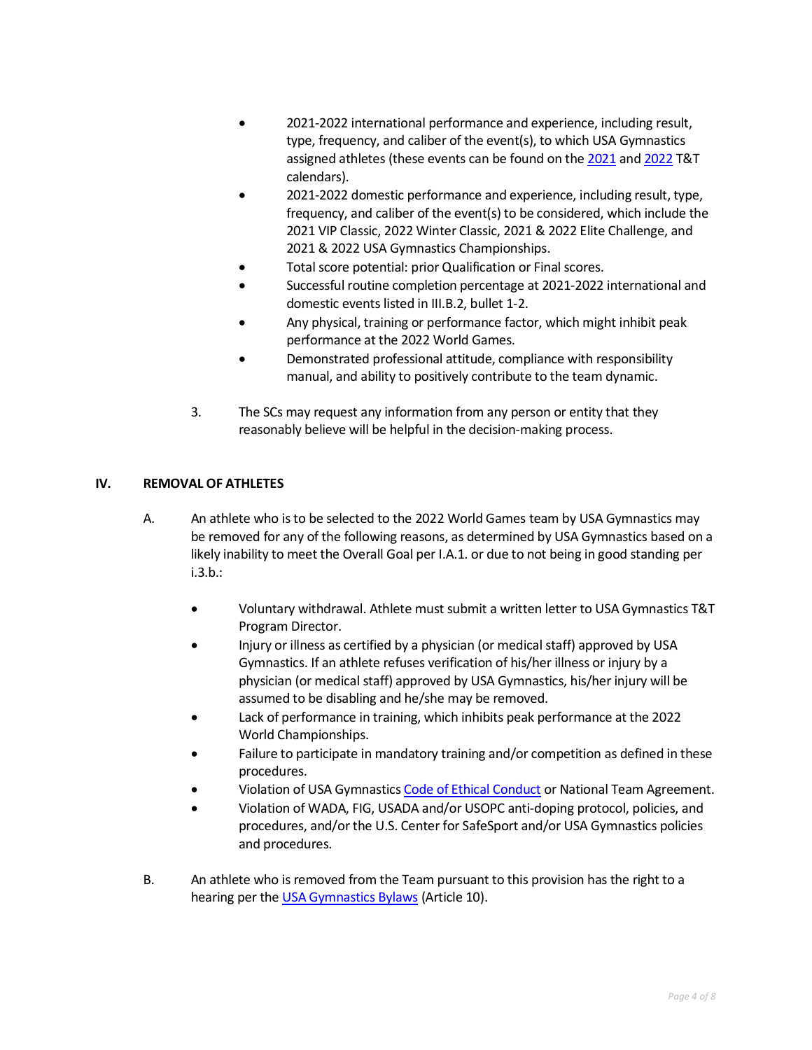- 2021-2022 international performance and experience, including result, type, frequency, and caliber of the event(s), to which USA Gymnastics assigned athletes (these events can be found on the 2021 and 2022 T&T calendars).
- 2021-2022 domestic performance and experience, including result, type, frequency, and caliber of the event(s) to be considered, which include the 2021 VIP Classic, 2022 Winter Classic, 2021 & 2022 Elite Challenge, and 2021 & 2022 USA Gymnastics Championships.
- Total score potential: prior Qualification or Final scores.
- Successful routine completion percentage at 2021-2022 international and domestic events listed in III.B.2, bullet 1-2.
- Any physical, training or performance factor, which might inhibit peak performance at the 2022 World Games.
- Demonstrated professional attitude, compliance with responsibility manual, and ability to positively contribute to the team dynamic.

3. The SCs may request any information from any person or entity that they reasonably believe will be helpful in the decision-making process.

## IV. REMOVAL OF ATHLETES

A. An athlete who is to be selected to the 2022 World Games team by USA Gymnastics may be removed for any of the following reasons, as determined by USA Gymnastics based on a likely inability to meet the Overall Goal per I.A.1. or due to not being in good standing per i.3.b.:

- Voluntary withdrawal. Athlete must submit a written letter to USA Gymnastics T&T Program Director.
- Injury or illness as certified by a physician (or medical staff) approved by USA Gymnastics. If an athlete refuses verification of his/her illness or injury by a physician (or medical staff) approved by USA Gymnastics, his/her injury will be assumed to be disabling and he/she may be removed.
- Lack of performance in training, which inhibits peak performance at the 2022 World Championships.
- Failure to participate in mandatory training and/or competition as defined in these procedures.
- Violation of USA Gymnastics Code of Ethical Conduct or National Team Agreement.
- Violation of WADA, FIG, USADA and/or USOPC anti-doping protocol, policies, and procedures, and/or the U.S. Center for SafeSport and/or USA Gymnastics policies and procedures.

B. An athlete who is removed from the Team pursuant to this provision has the right to a hearing per the USA Gymnastics Bylaws (Article 10).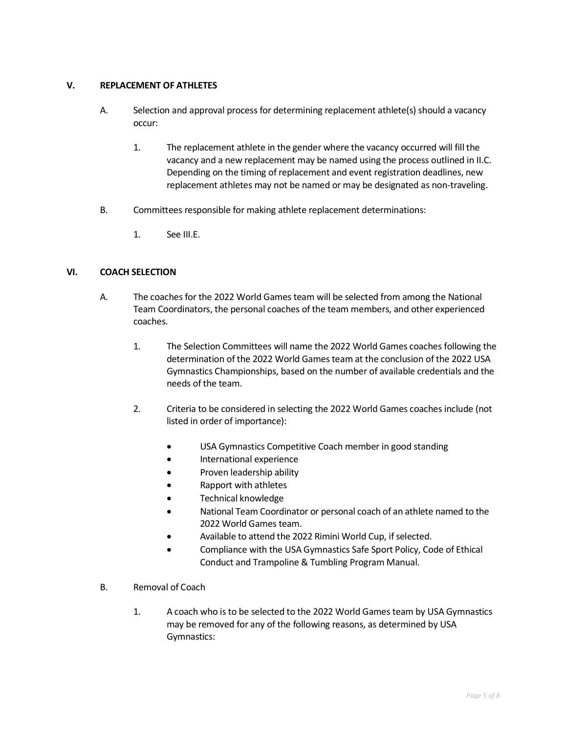## V. REPLACEMENT OF ATHLETES

A. Selection and approval process for determining replacement athlete(s) should a vacancy occur:

1. The replacement athlete in the gender where the vacancy occurred will fill the vacancy and a new replacement may be named using the process outlined in II.C. Depending on the timing of replacement and event registration deadlines, new replacement athletes may not be named or may be designated as non-traveling.

B. Committees responsible for making athlete replacement determinations:

1. See III.E.

## VI. COACH SELECTION

A. The coaches for the 2022 World Games team will be selected from among the National Team Coordinators, the personal coaches of the team members, and other experienced coaches.

1. The Selection Committees will name the 2022 World Games coaches following the determination of the 2022 World Games team at the conclusion of the 2022 USA Gymnastics Championships, based on the number of available credentials and the needs of the team.

2. Criteria to be considered in selecting the 2022 World Games coaches include (not listed in order of importance):

- USA Gymnastics Competitive Coach member in good standing
- International experience
- Proven leadership ability
- Rapport with athletes
- Technical knowledge
- National Team Coordinator or personal coach of an athlete named to the 2022 World Games team.
- Available to attend the 2022 Rimini World Cup, if selected.
- Compliance with the USA Gymnastics Safe Sport Policy, Code of Ethical Conduct and Trampoline & Tumbling Program Manual.

B. Removal of Coach

1. A coach who is to be selected to the 2022 World Games team by USA Gymnastics may be removed for any of the following reasons, as determined by USA Gymnastics: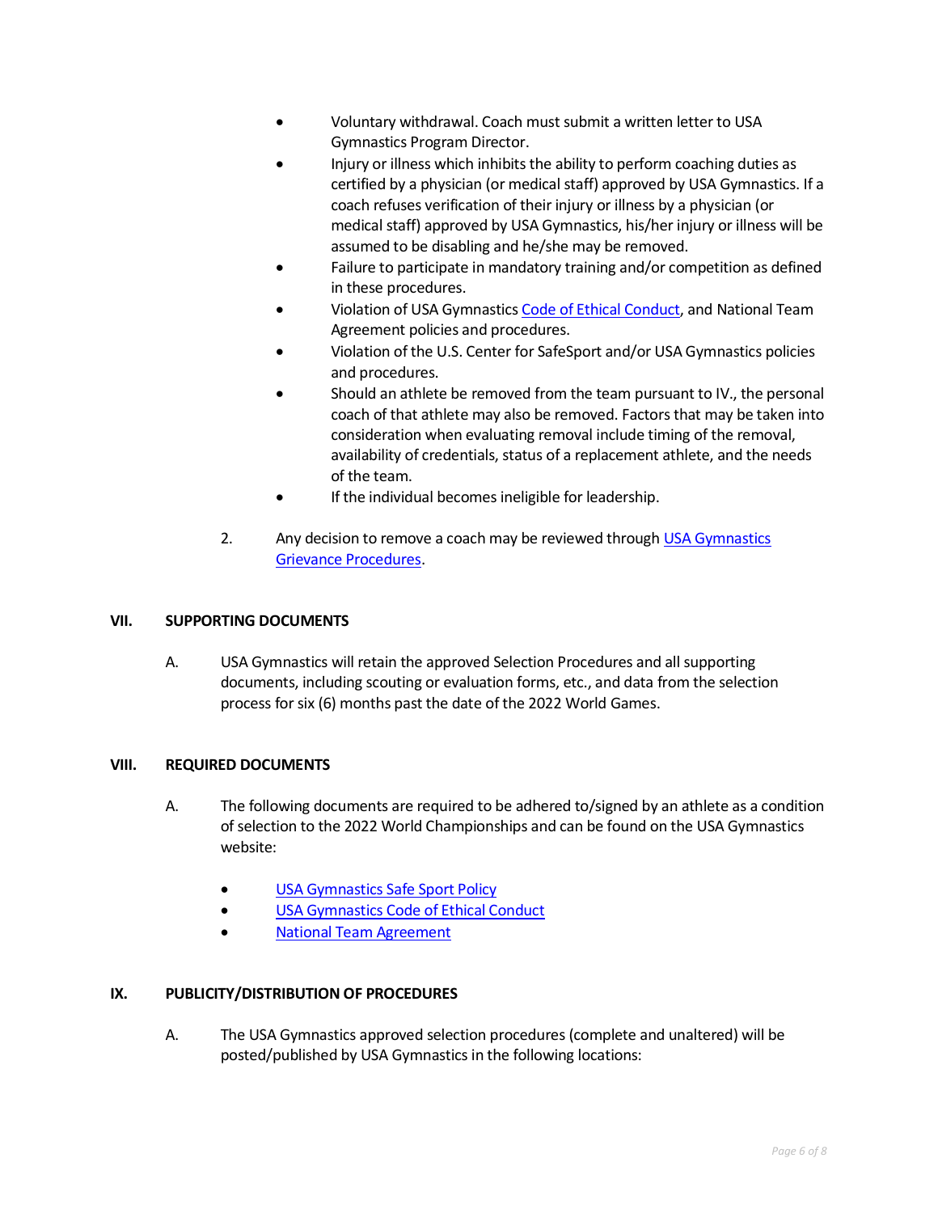- Voluntary withdrawal. Coach must submit a written letter to USA Gymnastics Program Director.
- Injury or illness which inhibits the ability to perform coaching duties as certified by a physician (or medical staff) approved by USA Gymnastics. If a coach refuses verification of their injury or illness by a physician (or medical staff) approved by USA Gymnastics, his/her injury or illness will be assumed to be disabling and he/she may be removed.
- Failure to participate in mandatory training and/or competition as defined in these procedures.
- Violation of USA Gymnastics Code of Ethical Conduct, and National Team Agreement policies and procedures.
- Violation of the U.S. Center for SafeSport and/or USA Gymnastics policies and procedures.
- Should an athlete be removed from the team pursuant to IV., the personal coach of that athlete may also be removed. Factors that may be taken into consideration when evaluating removal include timing of the removal, availability of credentials, status of a replacement athlete, and the needs of the team.
- If the individual becomes ineligible for leadership.

2. Any decision to remove a coach may be reviewed through USA Gymnastics Grievance Procedures.

## VII. SUPPORTING DOCUMENTS

A. USA Gymnastics will retain the approved Selection Procedures and all supporting documents, including scouting or evaluation forms, etc., and data from the selection process for six (6) months past the date of the 2022 World Games.

## VIII. REQUIRED DOCUMENTS

A. The following documents are required to be adhered to/signed by an athlete as a condition of selection to the 2022 World Championships and can be found on the USA Gymnastics website:

- USA Gymnastics Safe Sport Policy
- USA Gymnastics Code of Ethical Conduct
- National Team Agreement

## IX. PUBLICITY/DISTRIBUTION OF PROCEDURES

A. The USA Gymnastics approved selection procedures (complete and unaltered) will be posted/published by USA Gymnastics in the following locations: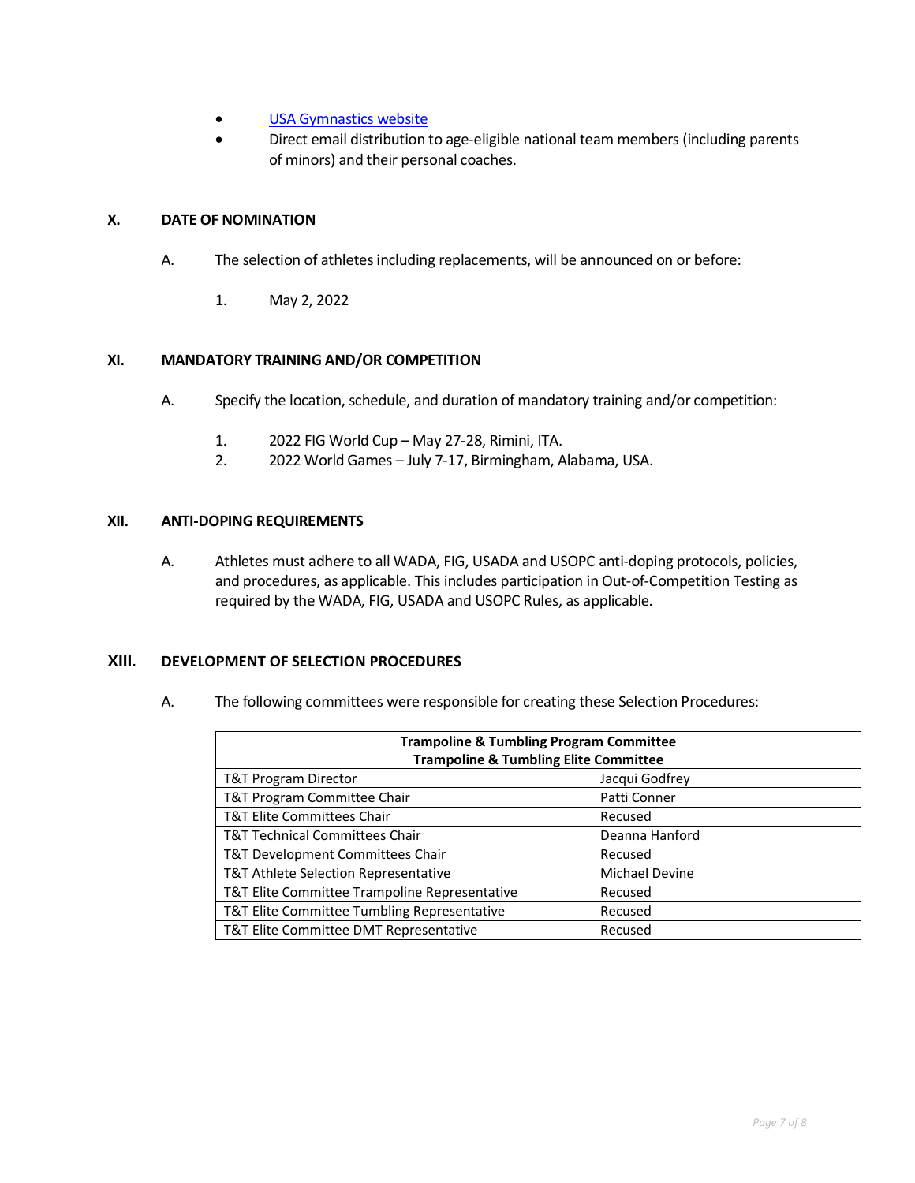- [USA Gymnastics website](#)
- Direct email distribution to age-eligible national team members (including parents of minors) and their personal coaches.

## X. DATE OF NOMINATION

A. The selection of athletes including replacements, will be announced on or before:

1. May 2, 2022

## XI. MANDATORY TRAINING AND/OR COMPETITION

A. Specify the location, schedule, and duration of mandatory training and/or competition:

1. 2022 FIG World Cup – May 27-28, Rimini, ITA.
2. 2022 World Games – July 7-17, Birmingham, Alabama, USA.

## XII. ANTI-DOPING REQUIREMENTS

A. Athletes must adhere to all WADA, FIG, USADA and USOPC anti-doping protocols, policies, and procedures, as applicable. This includes participation in Out-of-Competition Testing as required by the WADA, FIG, USADA and USOPC Rules, as applicable.

## XIII. DEVELOPMENT OF SELECTION PROCEDURES

A. The following committees were responsible for creating these Selection Procedures:

| **Trampoline & Tumbling Program Committee<br>Trampoline & Tumbling Elite Committee** | |
|---|---|
| T&T Program Director | Jacqui Godfrey |
| T&T Program Committee Chair | Patti Conner |
| T&T Elite Committees Chair | Recused |
| T&T Technical Committees Chair | Deanna Hanford |
| T&T Development Committees Chair | Recused |
| T&T Athlete Selection Representative | Michael Devine |
| T&T Elite Committee Trampoline Representative | Recused |
| T&T Elite Committee Tumbling Representative | Recused |
| T&T Elite Committee DMT Representative | Recused |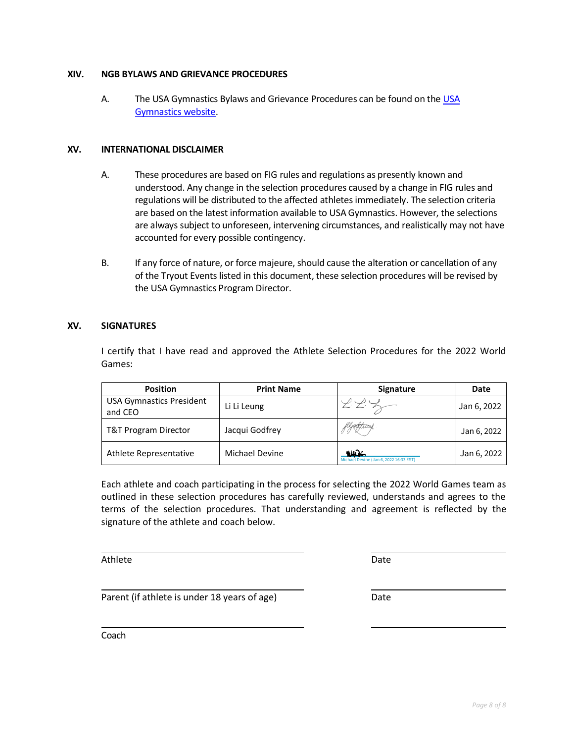## XIV. NGB BYLAWS AND GRIEVANCE PROCEDURES

A. The USA Gymnastics Bylaws and Grievance Procedures can be found on the [USA Gymnastics website](#).

## XV. INTERNATIONAL DISCLAIMER

A. These procedures are based on FIG rules and regulations as presently known and understood. Any change in the selection procedures caused by a change in FIG rules and regulations will be distributed to the affected athletes immediately. The selection criteria are based on the latest information available to USA Gymnastics. However, the selections are always subject to unforeseen, intervening circumstances, and realistically may not have accounted for every possible contingency.

B. If any force of nature, or force majeure, should cause the alteration or cancellation of any of the Tryout Events listed in this document, these selection procedures will be revised by the USA Gymnastics Program Director.

## XV. SIGNATURES

I certify that I have read and approved the Athlete Selection Procedures for the 2022 World Games:

| Position | Print Name | Signature | Date |
|---|---|---|---|
| USA Gymnastics President and CEO | Li Li Leung | [signature] | Jan 6, 2022 |
| T&T Program Director | Jacqui Godfrey | [signature] | Jan 6, 2022 |
| Athlete Representative | Michael Devine | [signature] Michael Devine (Jan 6, 2022 16:33 EST) | Jan 6, 2022 |

Each athlete and coach participating in the process for selecting the 2022 World Games team as outlined in these selection procedures has carefully reviewed, understands and agrees to the terms of the selection procedures. That understanding and agreement is reflected by the signature of the athlete and coach below.

Athlete ____________________ Date ____________

Parent (if athlete is under 18 years of age) ____________________ Date ____________

Coach ____________________ ____________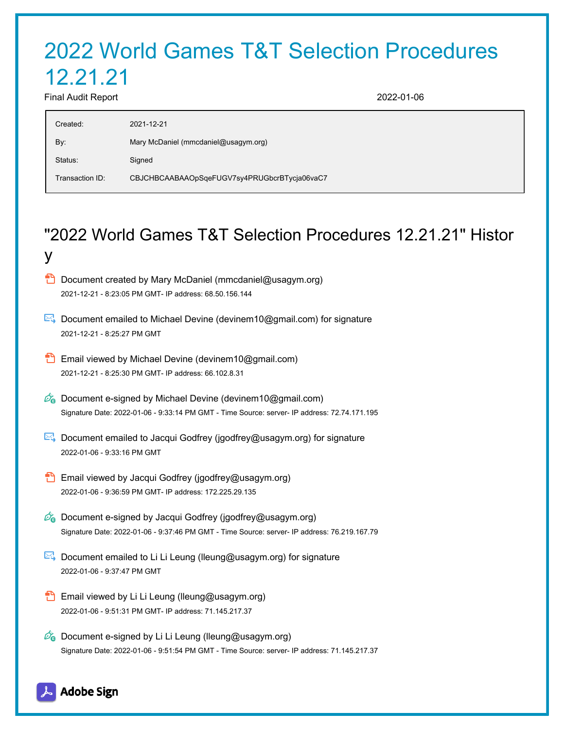# 2022 World Games T&T Selection Procedures 12.21.21

Final Audit Report 2022-01-06

| | |
|---|---|
| Created: | 2021-12-21 |
| By: | Mary McDaniel (mmcdaniel@usagym.org) |
| Status: | Signed |
| Transaction ID: | CBJCHBCAABAAOpSqeFUGV7sy4PRUGbcrBTycja06vaC7 |

## "2022 World Games T&T Selection Procedures 12.21.21" History

- Document created by Mary McDaniel (mmcdaniel@usagym.org)
  2021-12-21 - 8:23:05 PM GMT- IP address: 68.50.156.144

- Document emailed to Michael Devine (devinem10@gmail.com) for signature
  2021-12-21 - 8:25:27 PM GMT

- Email viewed by Michael Devine (devinem10@gmail.com)
  2021-12-21 - 8:25:30 PM GMT- IP address: 66.102.8.31

- Document e-signed by Michael Devine (devinem10@gmail.com)
  Signature Date: 2022-01-06 - 9:33:14 PM GMT - Time Source: server- IP address: 72.74.171.195

- Document emailed to Jacqui Godfrey (jgodfrey@usagym.org) for signature
  2022-01-06 - 9:33:16 PM GMT

- Email viewed by Jacqui Godfrey (jgodfrey@usagym.org)
  2022-01-06 - 9:36:59 PM GMT- IP address: 172.225.29.135

- Document e-signed by Jacqui Godfrey (jgodfrey@usagym.org)
  Signature Date: 2022-01-06 - 9:37:46 PM GMT - Time Source: server- IP address: 76.219.167.79

- Document emailed to Li Li Leung (lleung@usagym.org) for signature
  2022-01-06 - 9:37:47 PM GMT

- Email viewed by Li Li Leung (lleung@usagym.org)
  2022-01-06 - 9:51:31 PM GMT- IP address: 71.145.217.37

- Document e-signed by Li Li Leung (lleung@usagym.org)
  Signature Date: 2022-01-06 - 9:51:54 PM GMT - Time Source: server- IP address: 71.145.217.37

Adobe Sign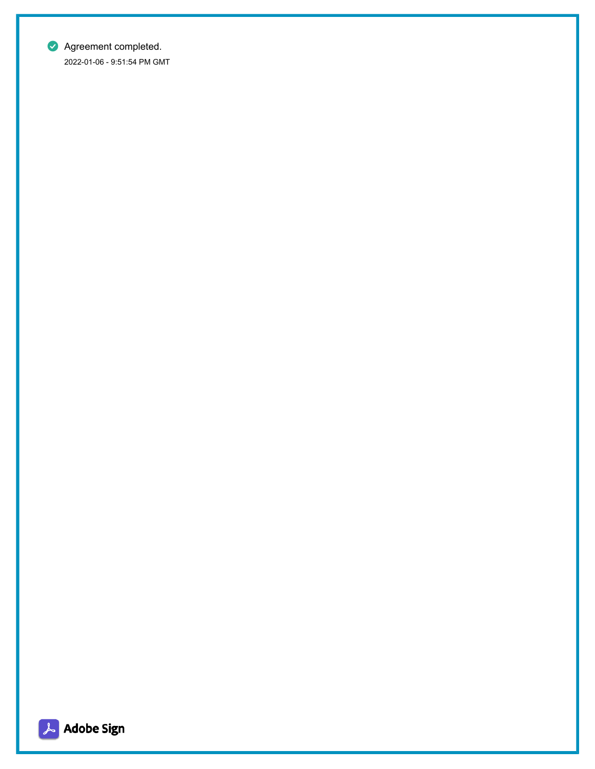Agreement completed.

2022-01-06 - 9:51:54 PM GMT